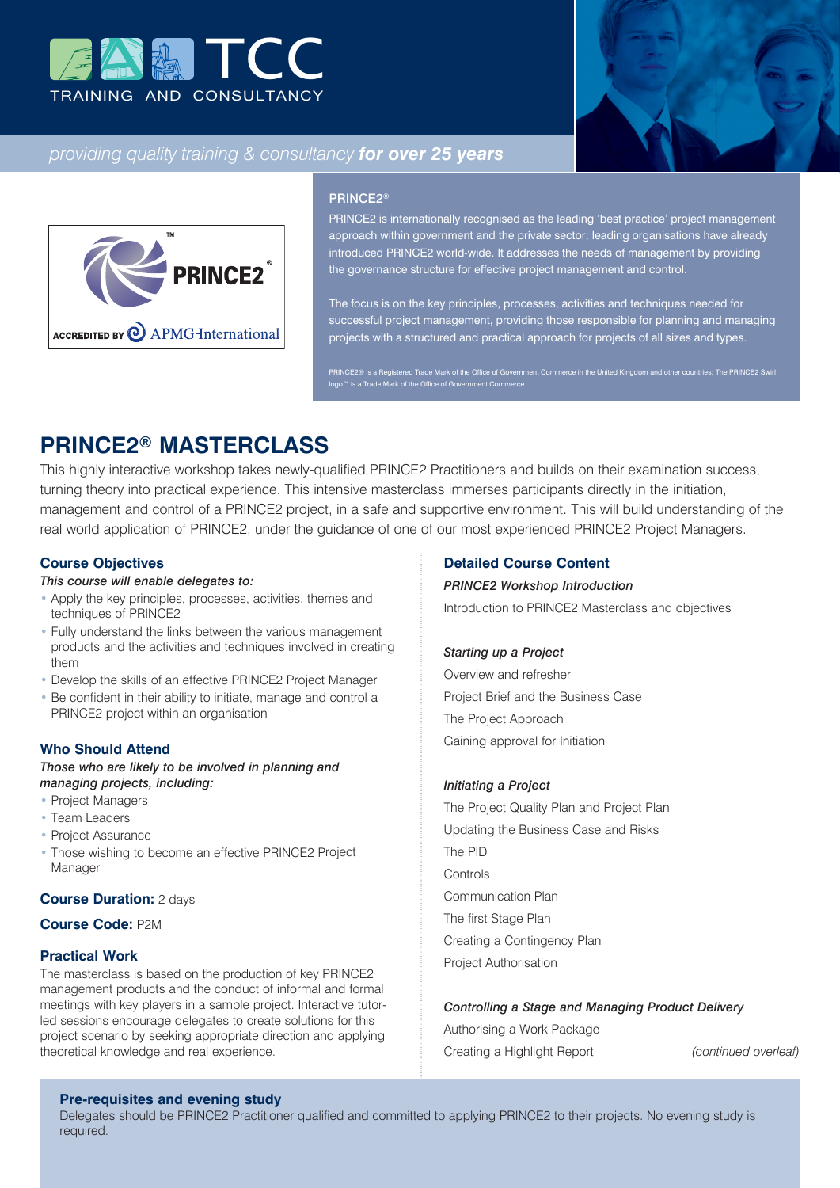# TCC TRAINING AND CONSULTANCY

*providing quality training & consultancy* ***for over 25 years***

PRINCE2™ ®

ACCREDITED BY APMG-International

### PRINCE2®

PRINCE2 is internationally recognised as the leading 'best practice' project management approach within government and the private sector; leading organisations have already introduced PRINCE2 world-wide. It addresses the needs of management by providing the governance structure for effective project management and control.

The focus is on the key principles, processes, activities and techniques needed for successful project management, providing those responsible for planning and managing projects with a structured and practical approach for projects of all sizes and types.

PRINCE2® is a Registered Trade Mark of the Office of Government Commerce in the United Kingdom and other countries; The PRINCE2 Swirl logo™ is a Trade Mark of the Office of Government Commerce.

# PRINCE2® MASTERCLASS

This highly interactive workshop takes newly-qualified PRINCE2 Practitioners and builds on their examination success, turning theory into practical experience. This intensive masterclass immerses participants directly in the initiation, management and control of a PRINCE2 project, in a safe and supportive environment. This will build understanding of the real world application of PRINCE2, under the guidance of one of our most experienced PRINCE2 Project Managers.

## Course Objectives

*This course will enable delegates to:*

- Apply the key principles, processes, activities, themes and techniques of PRINCE2
- Fully understand the links between the various management products and the activities and techniques involved in creating them
- Develop the skills of an effective PRINCE2 Project Manager
- Be confident in their ability to initiate, manage and control a PRINCE2 project within an organisation

## Who Should Attend

*Those who are likely to be involved in planning and managing projects, including:*

- Project Managers
- Team Leaders
- Project Assurance
- Those wishing to become an effective PRINCE2 Project Manager

**Course Duration:** 2 days

**Course Code:** P2M

## Practical Work

The masterclass is based on the production of key PRINCE2 management products and the conduct of informal and formal meetings with key players in a sample project. Interactive tutor-led sessions encourage delegates to create solutions for this project scenario by seeking appropriate direction and applying theoretical knowledge and real experience.

## Detailed Course Content

***PRINCE2 Workshop Introduction***

Introduction to PRINCE2 Masterclass and objectives

***Starting up a Project***

Overview and refresher

Project Brief and the Business Case

The Project Approach

Gaining approval for Initiation

***Initiating a Project***

The Project Quality Plan and Project Plan

Updating the Business Case and Risks

The PID

Controls

Communication Plan

The first Stage Plan

Creating a Contingency Plan

Project Authorisation

***Controlling a Stage and Managing Product Delivery***

Authorising a Work Package

Creating a Highlight Report

*(continued overleaf)*

## Pre-requisites and evening study

Delegates should be PRINCE2 Practitioner qualified and committed to applying PRINCE2 to their projects. No evening study is required.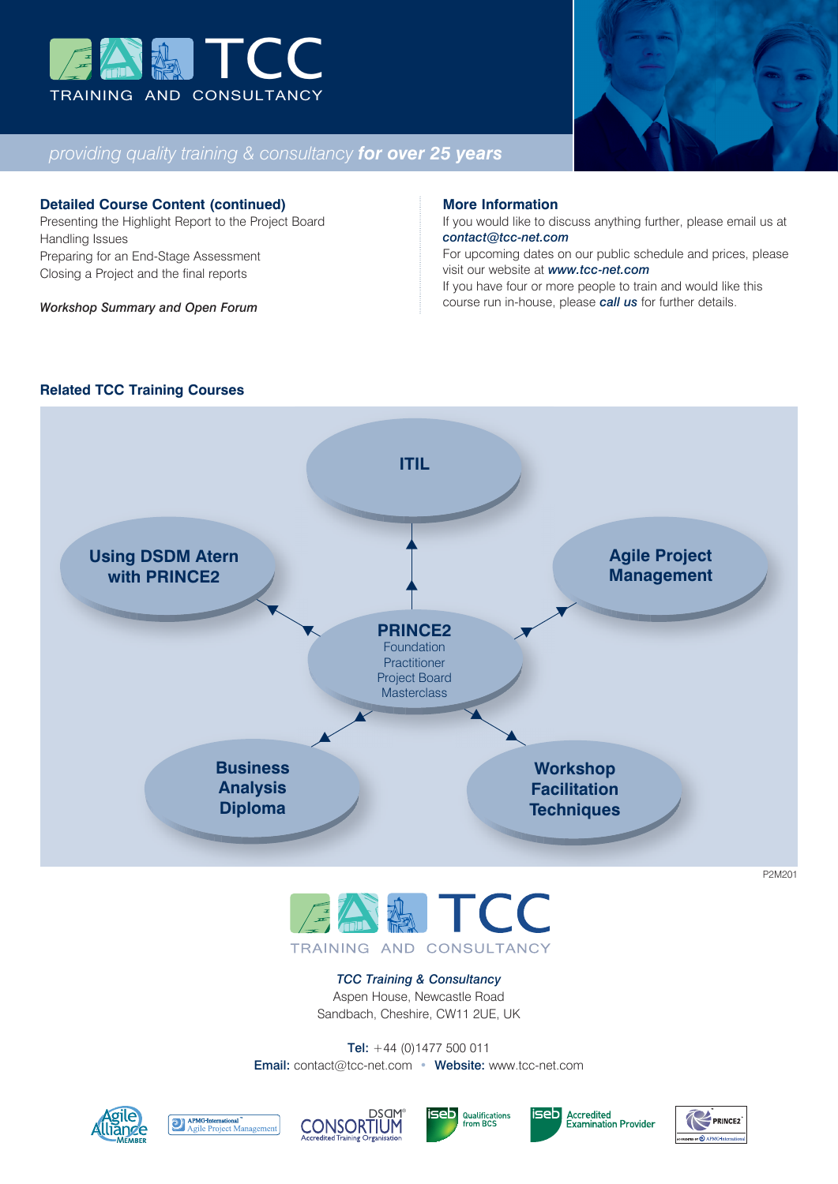# TCC
TRAINING AND CONSULTANCY

*providing quality training & consultancy* ***for over 25 years***

### Detailed Course Content (continued)

Presenting the Highlight Report to the Project Board
Handling Issues
Preparing for an End-Stage Assessment
Closing a Project and the final reports

***Workshop Summary and Open Forum***

### More Information

If you would like to discuss anything further, please email us at ***contact@tcc-net.com***

For upcoming dates on our public schedule and prices, please visit our website at ***www.tcc-net.com***

If you have four or more people to train and would like this course run in-house, please ***call us*** for further details.

### Related TCC Training Courses

ITIL

Using DSDM Atern with PRINCE2

Agile Project Management

PRINCE2
Foundation
Practitioner
Project Board
Masterclass

Business Analysis Diploma

Workshop Facilitation Techniques

P2M201

TCC
TRAINING AND CONSULTANCY

***TCC Training & Consultancy***
Aspen House, Newcastle Road
Sandbach, Cheshire, CW11 2UE, UK

**Tel:** +44 (0)1477 500 011
**Email:** contact@tcc-net.com • **Website:** www.tcc-net.com